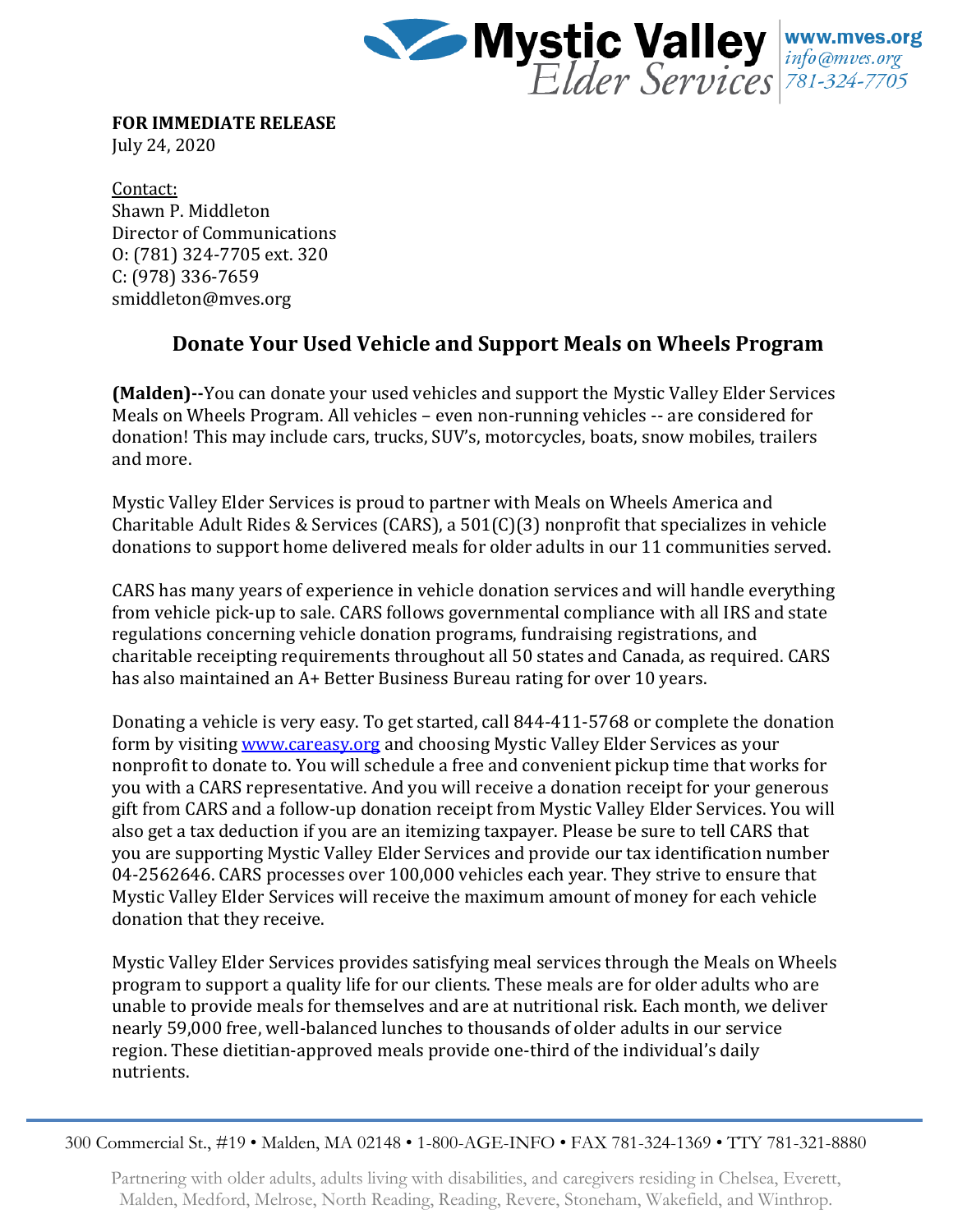Mystic Valley Elder Services
www.mves.org
info@mves.org
781-324-7705

**FOR IMMEDIATE RELEASE**
July 24, 2020

Contact:
Shawn P. Middleton
Director of Communications
O: (781) 324-7705 ext. 320
C: (978) 336-7659
smiddleton@mves.org

## Donate Your Used Vehicle and Support Meals on Wheels Program

**(Malden)--**You can donate your used vehicles and support the Mystic Valley Elder Services Meals on Wheels Program. All vehicles – even non-running vehicles -- are considered for donation! This may include cars, trucks, SUV's, motorcycles, boats, snow mobiles, trailers and more.

Mystic Valley Elder Services is proud to partner with Meals on Wheels America and Charitable Adult Rides & Services (CARS), a 501(C)(3) nonprofit that specializes in vehicle donations to support home delivered meals for older adults in our 11 communities served.

CARS has many years of experience in vehicle donation services and will handle everything from vehicle pick-up to sale. CARS follows governmental compliance with all IRS and state regulations concerning vehicle donation programs, fundraising registrations, and charitable receipting requirements throughout all 50 states and Canada, as required. CARS has also maintained an A+ Better Business Bureau rating for over 10 years.

Donating a vehicle is very easy. To get started, call 844-411-5768 or complete the donation form by visiting www.careasy.org and choosing Mystic Valley Elder Services as your nonprofit to donate to. You will schedule a free and convenient pickup time that works for you with a CARS representative. And you will receive a donation receipt for your generous gift from CARS and a follow-up donation receipt from Mystic Valley Elder Services. You will also get a tax deduction if you are an itemizing taxpayer. Please be sure to tell CARS that you are supporting Mystic Valley Elder Services and provide our tax identification number 04-2562646. CARS processes over 100,000 vehicles each year. They strive to ensure that Mystic Valley Elder Services will receive the maximum amount of money for each vehicle donation that they receive.

Mystic Valley Elder Services provides satisfying meal services through the Meals on Wheels program to support a quality life for our clients. These meals are for older adults who are unable to provide meals for themselves and are at nutritional risk. Each month, we deliver nearly 59,000 free, well-balanced lunches to thousands of older adults in our service region. These dietitian-approved meals provide one-third of the individual's daily nutrients.

300 Commercial St., #19 • Malden, MA 02148 • 1-800-AGE-INFO • FAX 781-324-1369 • TTY 781-321-8880

Partnering with older adults, adults living with disabilities, and caregivers residing in Chelsea, Everett, Malden, Medford, Melrose, North Reading, Reading, Revere, Stoneham, Wakefield, and Winthrop.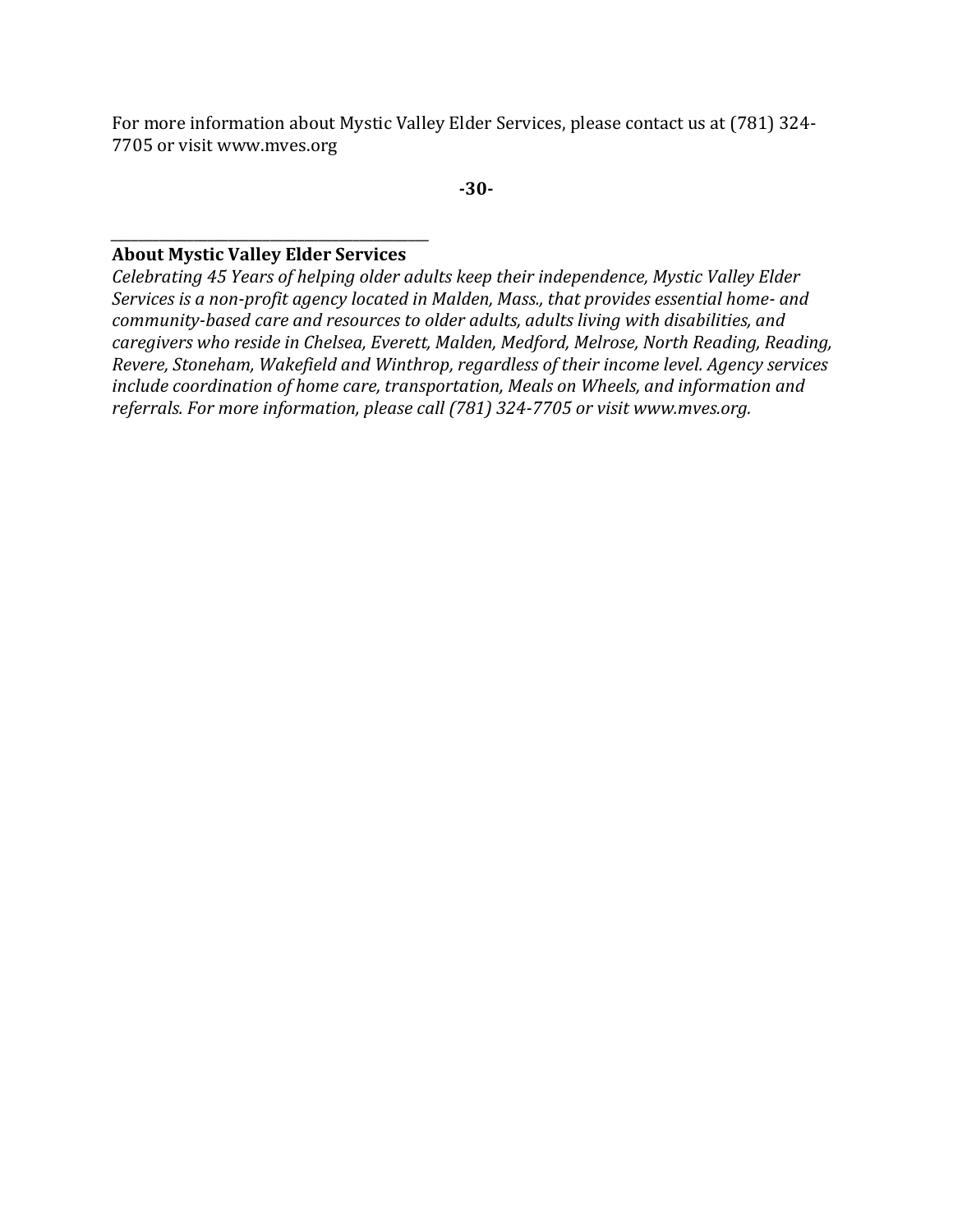For more information about Mystic Valley Elder Services, please contact us at (781) 324-7705 or visit www.mves.org

**-30-**

---

**About Mystic Valley Elder Services**

*Celebrating 45 Years of helping older adults keep their independence, Mystic Valley Elder Services is a non-profit agency located in Malden, Mass., that provides essential home- and community-based care and resources to older adults, adults living with disabilities, and caregivers who reside in Chelsea, Everett, Malden, Medford, Melrose, North Reading, Reading, Revere, Stoneham, Wakefield and Winthrop, regardless of their income level. Agency services include coordination of home care, transportation, Meals on Wheels, and information and referrals. For more information, please call (781) 324-7705 or visit www.mves.org.*